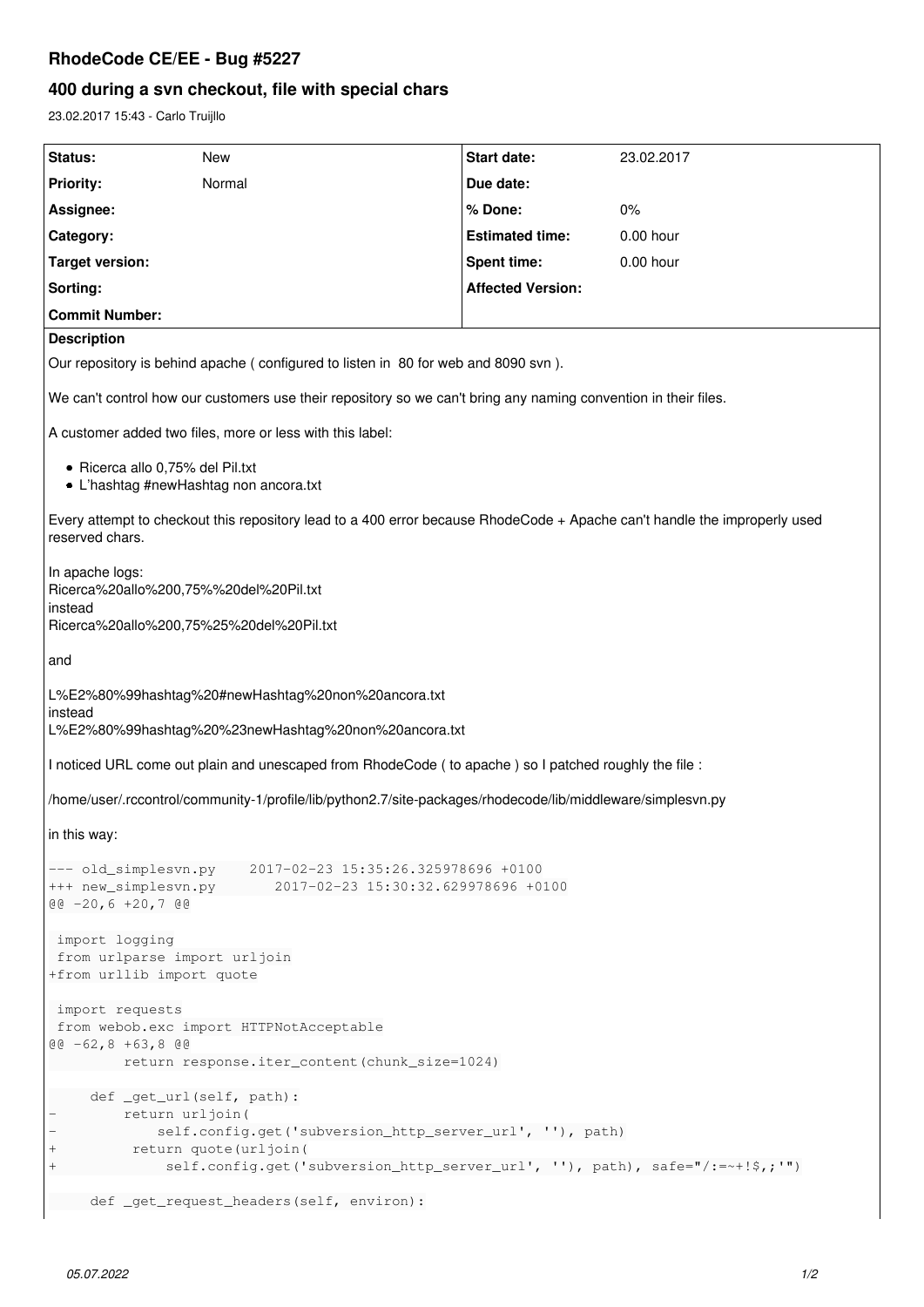# RhodeCode CE/EE - Bug #5227

## 400 during a svn checkout, file with special chars

23.02.2017 15:43 - Carlo Truijllo

| Status: | New | Start date: | 23.02.2017 |
|---|---|---|---|
| Priority: | Normal | Due date: | |
| Assignee: | | % Done: | 0% |
| Category: | | Estimated time: | 0.00 hour |
| Target version: | | Spent time: | 0.00 hour |
| Sorting: | | Affected Version: | |
| Commit Number: | | | |

**Description**

Our repository is behind apache ( configured to listen in 80 for web and 8090 svn ).

We can't control how our customers use their repository so we can't bring any naming convention in their files.

A customer added two files, more or less with this label:

- Ricerca allo 0,75% del Pil.txt
- L'hashtag #newHashtag non ancora.txt

Every attempt to checkout this repository lead to a 400 error because RhodeCode + Apache can't handle the improperly used reserved chars.

In apache logs:
Ricerca%20allo%200,75%%20del%20Pil.txt
instead
Ricerca%20allo%200,75%25%20del%20Pil.txt

and

L%E2%80%99hashtag%20#newHashtag%20non%20ancora.txt
instead
L%E2%80%99hashtag%20%23newHashtag%20non%20ancora.txt

I noticed URL come out plain and unescaped from RhodeCode ( to apache ) so I patched roughly the file :

/home/user/.rccontrol/community-1/profile/lib/python2.7/site-packages/rhodecode/lib/middleware/simplesvn.py

in this way:

```
--- old_simplesvn.py    2017-02-23 15:35:26.325978696 +0100
+++ new_simplesvn.py       2017-02-23 15:30:32.629978696 +0100
@@ -20,6 +20,7 @@

 import logging
 from urlparse import urljoin
+from urllib import quote

 import requests
 from webob.exc import HTTPNotAcceptable
@@ -62,8 +63,8 @@
         return response.iter_content(chunk_size=1024)

     def _get_url(self, path):
-        return urljoin(
-            self.config.get('subversion_http_server_url', ''), path)
+         return quote(urljoin(
+             self.config.get('subversion_http_server_url', ''), path), safe="/:=~+!$,;'")

     def _get_request_headers(self, environ):
```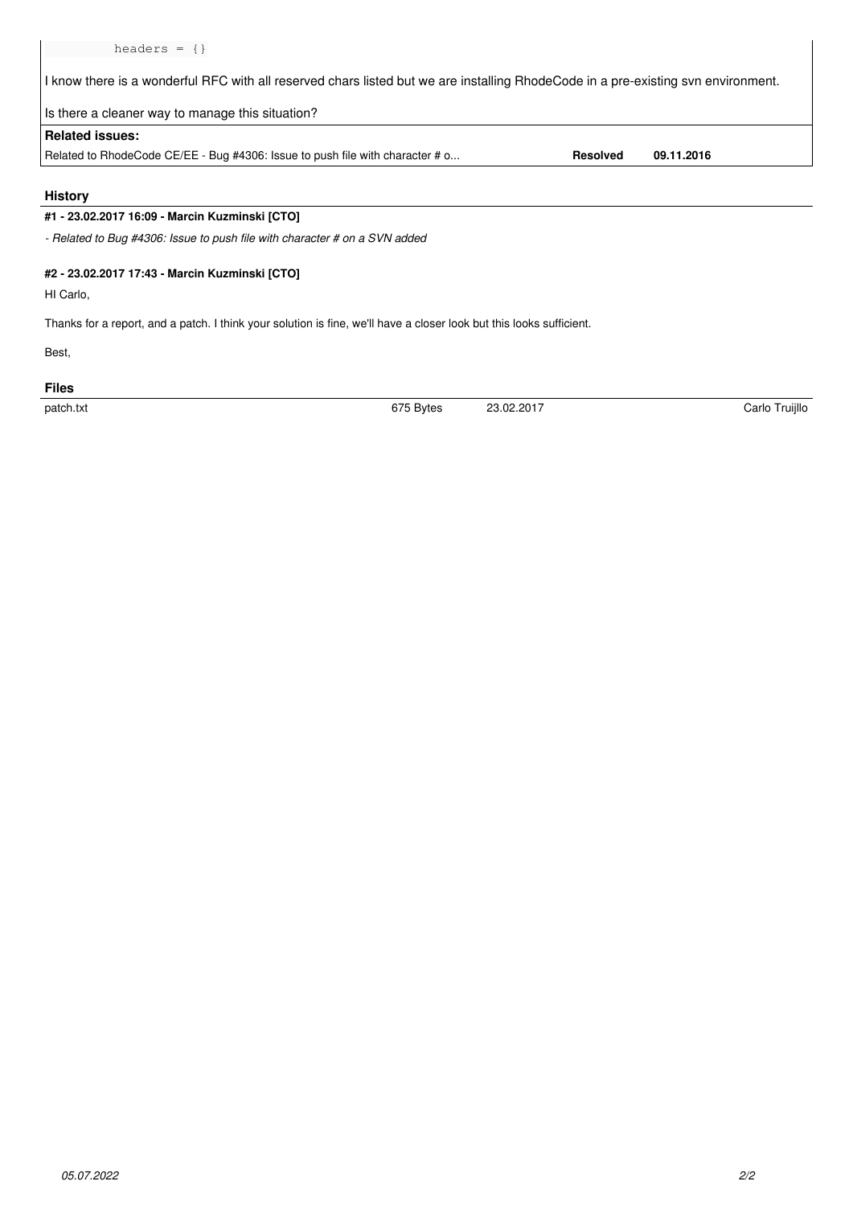```
        headers = {}
```

I know there is a wonderful RFC with all reserved chars listed but we are installing RhodeCode in a pre-existing svn environment.

Is there a cleaner way to manage this situation?

**Related issues:**

| | | |
|---|---|---|
| Related to RhodeCode CE/EE - Bug #4306: Issue to push file with character # o... | **Resolved** | **09.11.2016** |

## History

### #1 - 23.02.2017 16:09 - Marcin Kuzminski [CTO]

*- Related to Bug #4306: Issue to push file with character # on a SVN added*

### #2 - 23.02.2017 17:43 - Marcin Kuzminski [CTO]

HI Carlo,

Thanks for a report, and a patch. I think your solution is fine, we'll have a closer look but this looks sufficient.

Best,

## Files

| | | | |
|---|---|---|---|
| patch.txt | 675 Bytes | 23.02.2017 | Carlo Truijllo |